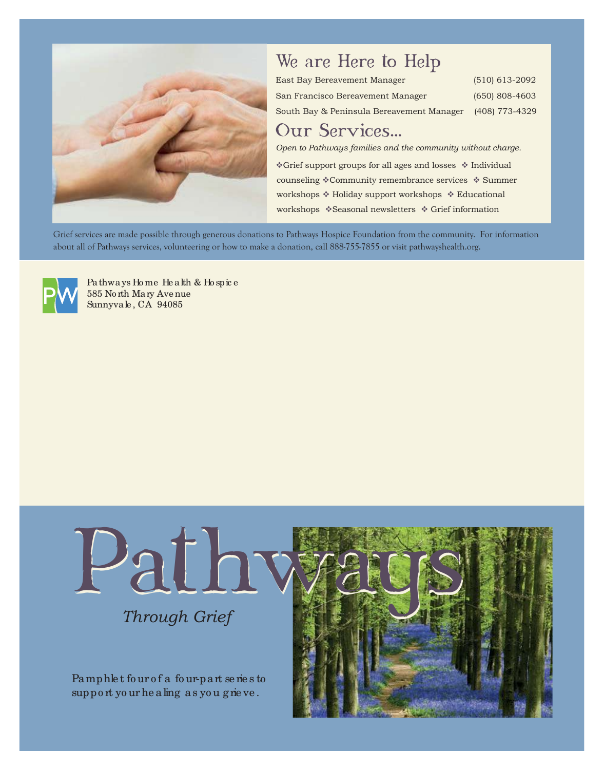## We are Here to Help

| | |
|---|---|
| East Bay Bereavement Manager | (510) 613-2092 |
| San Francisco Bereavement Manager | (650) 808-4603 |
| South Bay & Peninsula Bereavement Manager | (408) 773-4329 |

## Our Services...

*Open to Pathways families and the community without charge.*

❖Grief support groups for all ages and losses ❖ Individual counseling ❖Community remembrance services ❖ Summer workshops ❖ Holiday support workshops ❖ Educational workshops ❖Seasonal newsletters ❖ Grief information

Grief services are made possible through generous donations to Pathways Hospice Foundation from the community. For information about all of Pathways services, volunteering or how to make a donation, call 888-755-7855 or visit pathwayshealth.org.

Pathways Home Health & Hospice
585 North Mary Avenue
Sunnyvale, CA 94085

# Pathways

*Through Grief*

Pamphlet four of a four-part series to support your healing as you grieve.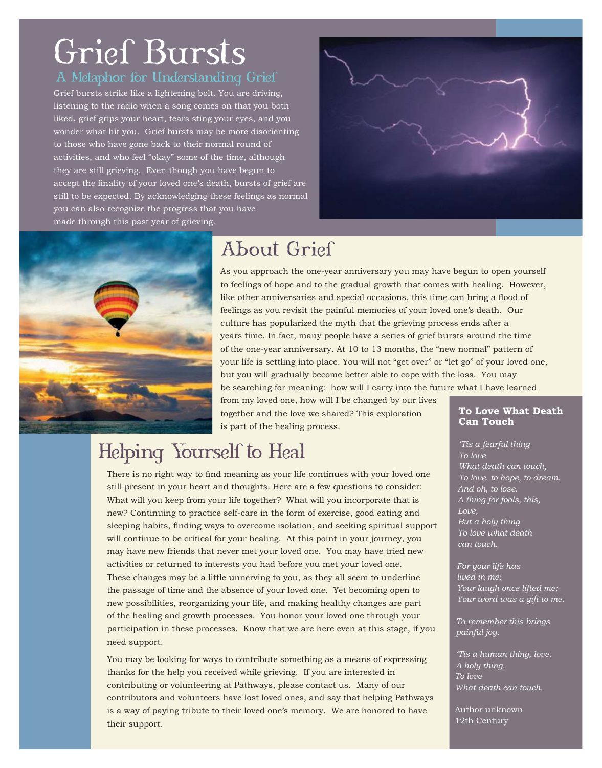# Grief Bursts

## A Metaphor for Understanding Grief

Grief bursts strike like a lightening bolt. You are driving, listening to the radio when a song comes on that you both liked, grief grips your heart, tears sting your eyes, and you wonder what hit you. Grief bursts may be more disorienting to those who have gone back to their normal round of activities, and who feel “okay” some of the time, although they are still grieving. Even though you have begun to accept the finality of your loved one’s death, bursts of grief are still to be expected. By acknowledging these feelings as normal you can also recognize the progress that you have made through this past year of grieving.

## About Grief

As you approach the one-year anniversary you may have begun to open yourself to feelings of hope and to the gradual growth that comes with healing. However, like other anniversaries and special occasions, this time can bring a flood of feelings as you revisit the painful memories of your loved one’s death. Our culture has popularized the myth that the grieving process ends after a years time. In fact, many people have a series of grief bursts around the time of the one-year anniversary. At 10 to 13 months, the “new normal” pattern of your life is settling into place. You will not “get over” or “let go” of your loved one, but you will gradually become better able to cope with the loss. You may be searching for meaning: how will I carry into the future what I have learned from my loved one, how will I be changed by our lives together and the love we shared? This exploration is part of the healing process.

## Helping Yourself to Heal

There is no right way to find meaning as your life continues with your loved one still present in your heart and thoughts. Here are a few questions to consider: What will you keep from your life together? What will you incorporate that is new? Continuing to practice self-care in the form of exercise, good eating and sleeping habits, finding ways to overcome isolation, and seeking spiritual support will continue to be critical for your healing. At this point in your journey, you may have new friends that never met your loved one. You may have tried new activities or returned to interests you had before you met your loved one. These changes may be a little unnerving to you, as they all seem to underline the passage of time and the absence of your loved one. Yet becoming open to new possibilities, reorganizing your life, and making healthy changes are part of the healing and growth processes. You honor your loved one through your participation in these processes. Know that we are here even at this stage, if you need support.

You may be looking for ways to contribute something as a means of expressing thanks for the help you received while grieving. If you are interested in contributing or volunteering at Pathways, please contact us. Many of our contributors and volunteers have lost loved ones, and say that helping Pathways is a way of paying tribute to their loved one’s memory. We are honored to have their support.

### To Love What Death Can Touch

*‘Tis a fearful thing*
*To love*
*What death can touch,*
*To love, to hope, to dream,*
*And oh, to lose.*
*A thing for fools, this,*
*Love,*
*But a holy thing*
*To love what death*
*can touch.*

*For your life has*
*lived in me;*
*Your laugh once lifted me;*
*Your word was a gift to me.*

*To remember this brings*
*painful joy.*

*‘Tis a human thing, love.*
*A holy thing.*
*To love*
*What death can touch.*

Author unknown
12th Century